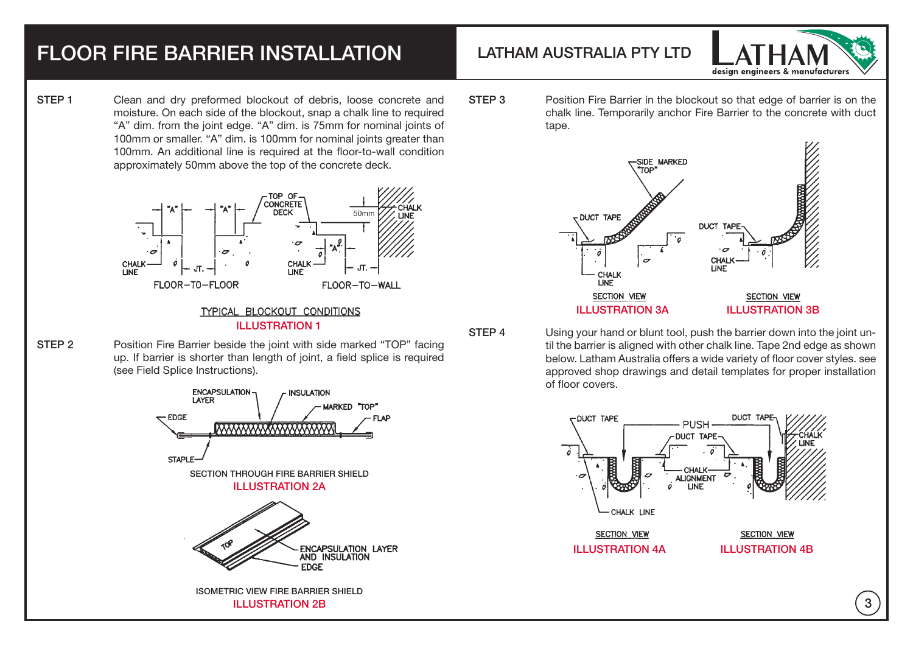# FLOOR FIRE BARRIER INSTALLATION

LATHAM AUSTRALIA PTY LTD

**STEP 1**

Clean and dry preformed blockout of debris, loose concrete and moisture. On each side of the blockout, snap a chalk line to required "A" dim. from the joint edge. "A" dim. is 75mm for nominal joints of 100mm or smaller. "A" dim. is 100mm for nominal joints greater than 100mm. An additional line is required at the floor-to-wall condition approximately 50mm above the top of the concrete deck.

TYPICAL BLOCKOUT CONDITIONS
ILLUSTRATION 1

**STEP 2**

Position Fire Barrier beside the joint with side marked "TOP" facing up. If barrier is shorter than length of joint, a field splice is required (see Field Splice Instructions).

SECTION THROUGH FIRE BARRIER SHIELD
ILLUSTRATION 2A

ISOMETRIC VIEW FIRE BARRIER SHIELD
ILLUSTRATION 2B

**STEP 3**

Position Fire Barrier in the blockout so that edge of barrier is on the chalk line. Temporarily anchor Fire Barrier to the concrete with duct tape.

SECTION VIEW
ILLUSTRATION 3A

SECTION VIEW
ILLUSTRATION 3B

**STEP 4**

Using your hand or blunt tool, push the barrier down into the joint until the barrier is aligned with other chalk line. Tape 2nd edge as shown below. Latham Australia offers a wide variety of floor cover styles. see approved shop drawings and detail templates for proper installation of floor covers.

SECTION VIEW
ILLUSTRATION 4A

SECTION VIEW
ILLUSTRATION 4B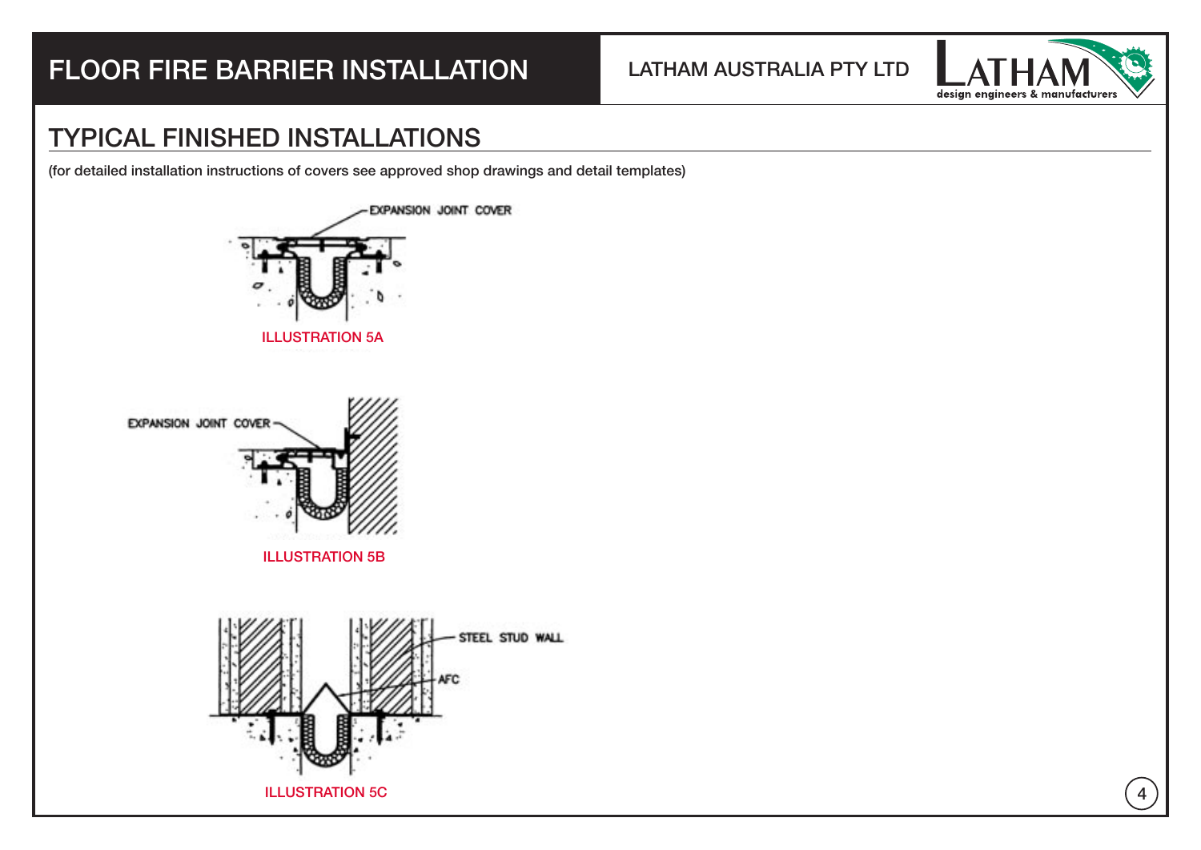# FLOOR FIRE BARRIER INSTALLATION

LATHAM AUSTRALIA PTY LTD

## TYPICAL FINISHED INSTALLATIONS

(for detailed installation instructions of covers see approved shop drawings and detail templates)

EXPANSION JOINT COVER

ILLUSTRATION 5A

EXPANSION JOINT COVER

ILLUSTRATION 5B

STEEL STUD WALL

AFC

ILLUSTRATION 5C